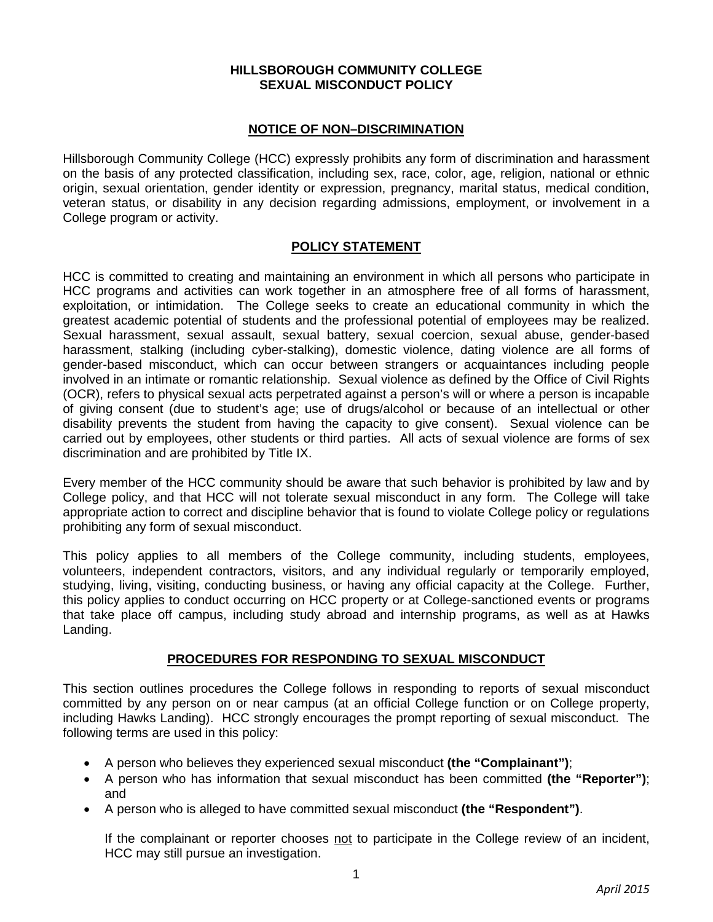# HILLSBOROUGH COMMUNITY COLLEGE
# SEXUAL MISCONDUCT POLICY

## NOTICE OF NON–DISCRIMINATION

Hillsborough Community College (HCC) expressly prohibits any form of discrimination and harassment on the basis of any protected classification, including sex, race, color, age, religion, national or ethnic origin, sexual orientation, gender identity or expression, pregnancy, marital status, medical condition, veteran status, or disability in any decision regarding admissions, employment, or involvement in a College program or activity.

## POLICY STATEMENT

HCC is committed to creating and maintaining an environment in which all persons who participate in HCC programs and activities can work together in an atmosphere free of all forms of harassment, exploitation, or intimidation. The College seeks to create an educational community in which the greatest academic potential of students and the professional potential of employees may be realized. Sexual harassment, sexual assault, sexual battery, sexual coercion, sexual abuse, gender-based harassment, stalking (including cyber-stalking), domestic violence, dating violence are all forms of gender-based misconduct, which can occur between strangers or acquaintances including people involved in an intimate or romantic relationship. Sexual violence as defined by the Office of Civil Rights (OCR), refers to physical sexual acts perpetrated against a person's will or where a person is incapable of giving consent (due to student's age; use of drugs/alcohol or because of an intellectual or other disability prevents the student from having the capacity to give consent). Sexual violence can be carried out by employees, other students or third parties. All acts of sexual violence are forms of sex discrimination and are prohibited by Title IX.

Every member of the HCC community should be aware that such behavior is prohibited by law and by College policy, and that HCC will not tolerate sexual misconduct in any form. The College will take appropriate action to correct and discipline behavior that is found to violate College policy or regulations prohibiting any form of sexual misconduct.

This policy applies to all members of the College community, including students, employees, volunteers, independent contractors, visitors, and any individual regularly or temporarily employed, studying, living, visiting, conducting business, or having any official capacity at the College. Further, this policy applies to conduct occurring on HCC property or at College-sanctioned events or programs that take place off campus, including study abroad and internship programs, as well as at Hawks Landing.

## PROCEDURES FOR RESPONDING TO SEXUAL MISCONDUCT

This section outlines procedures the College follows in responding to reports of sexual misconduct committed by any person on or near campus (at an official College function or on College property, including Hawks Landing). HCC strongly encourages the prompt reporting of sexual misconduct. The following terms are used in this policy:

- A person who believes they experienced sexual misconduct **(the "Complainant")**;
- A person who has information that sexual misconduct has been committed **(the "Reporter")**; and
- A person who is alleged to have committed sexual misconduct **(the "Respondent")**.

  If the complainant or reporter chooses not to participate in the College review of an incident, HCC may still pursue an investigation.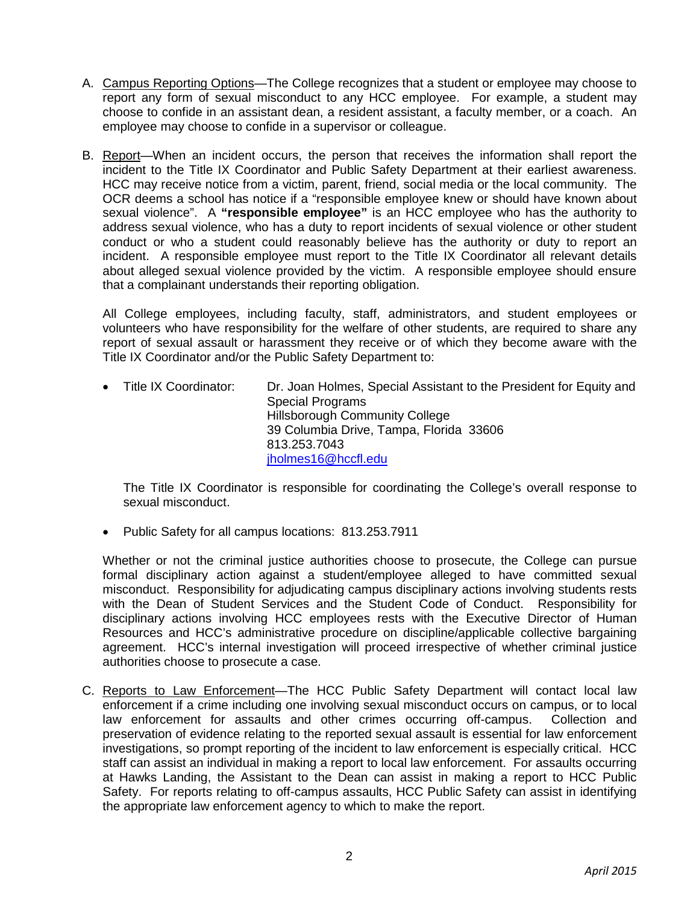A. Campus Reporting Options—The College recognizes that a student or employee may choose to report any form of sexual misconduct to any HCC employee. For example, a student may choose to confide in an assistant dean, a resident assistant, a faculty member, or a coach. An employee may choose to confide in a supervisor or colleague.

B. Report—When an incident occurs, the person that receives the information shall report the incident to the Title IX Coordinator and Public Safety Department at their earliest awareness. HCC may receive notice from a victim, parent, friend, social media or the local community. The OCR deems a school has notice if a "responsible employee knew or should have known about sexual violence". A **"responsible employee"** is an HCC employee who has the authority to address sexual violence, who has a duty to report incidents of sexual violence or other student conduct or who a student could reasonably believe has the authority or duty to report an incident. A responsible employee must report to the Title IX Coordinator all relevant details about alleged sexual violence provided by the victim. A responsible employee should ensure that a complainant understands their reporting obligation.

   All College employees, including faculty, staff, administrators, and student employees or volunteers who have responsibility for the welfare of other students, are required to share any report of sexual assault or harassment they receive or of which they become aware with the Title IX Coordinator and/or the Public Safety Department to:

   - Title IX Coordinator: Dr. Joan Holmes, Special Assistant to the President for Equity and Special Programs
     Hillsborough Community College
     39 Columbia Drive, Tampa, Florida 33606
     813.253.7043
     jholmes16@hccfl.edu

     The Title IX Coordinator is responsible for coordinating the College's overall response to sexual misconduct.

   - Public Safety for all campus locations: 813.253.7911

   Whether or not the criminal justice authorities choose to prosecute, the College can pursue formal disciplinary action against a student/employee alleged to have committed sexual misconduct. Responsibility for adjudicating campus disciplinary actions involving students rests with the Dean of Student Services and the Student Code of Conduct. Responsibility for disciplinary actions involving HCC employees rests with the Executive Director of Human Resources and HCC's administrative procedure on discipline/applicable collective bargaining agreement. HCC's internal investigation will proceed irrespective of whether criminal justice authorities choose to prosecute a case.

C. Reports to Law Enforcement—The HCC Public Safety Department will contact local law enforcement if a crime including one involving sexual misconduct occurs on campus, or to local law enforcement for assaults and other crimes occurring off-campus. Collection and preservation of evidence relating to the reported sexual assault is essential for law enforcement investigations, so prompt reporting of the incident to law enforcement is especially critical. HCC staff can assist an individual in making a report to local law enforcement. For assaults occurring at Hawks Landing, the Assistant to the Dean can assist in making a report to HCC Public Safety. For reports relating to off-campus assaults, HCC Public Safety can assist in identifying the appropriate law enforcement agency to which to make the report.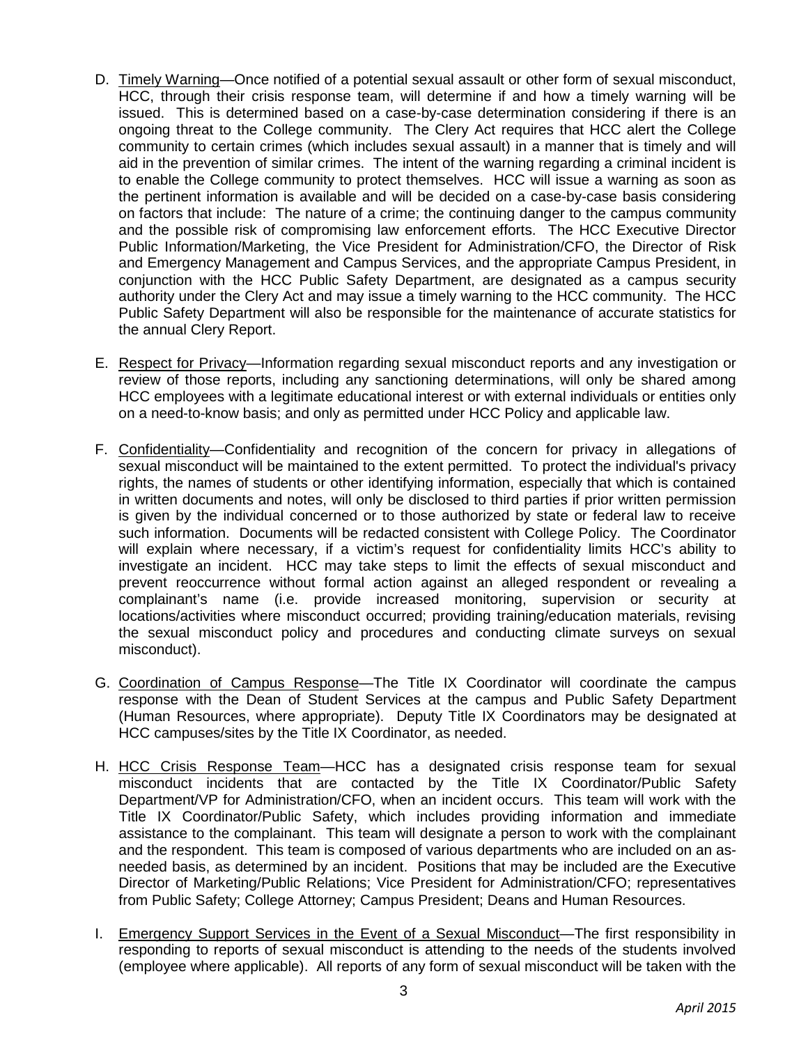D. Timely Warning—Once notified of a potential sexual assault or other form of sexual misconduct, HCC, through their crisis response team, will determine if and how a timely warning will be issued. This is determined based on a case-by-case determination considering if there is an ongoing threat to the College community. The Clery Act requires that HCC alert the College community to certain crimes (which includes sexual assault) in a manner that is timely and will aid in the prevention of similar crimes. The intent of the warning regarding a criminal incident is to enable the College community to protect themselves. HCC will issue a warning as soon as the pertinent information is available and will be decided on a case-by-case basis considering on factors that include: The nature of a crime; the continuing danger to the campus community and the possible risk of compromising law enforcement efforts. The HCC Executive Director Public Information/Marketing, the Vice President for Administration/CFO, the Director of Risk and Emergency Management and Campus Services, and the appropriate Campus President, in conjunction with the HCC Public Safety Department, are designated as a campus security authority under the Clery Act and may issue a timely warning to the HCC community. The HCC Public Safety Department will also be responsible for the maintenance of accurate statistics for the annual Clery Report.

E. Respect for Privacy—Information regarding sexual misconduct reports and any investigation or review of those reports, including any sanctioning determinations, will only be shared among HCC employees with a legitimate educational interest or with external individuals or entities only on a need-to-know basis; and only as permitted under HCC Policy and applicable law.

F. Confidentiality—Confidentiality and recognition of the concern for privacy in allegations of sexual misconduct will be maintained to the extent permitted. To protect the individual's privacy rights, the names of students or other identifying information, especially that which is contained in written documents and notes, will only be disclosed to third parties if prior written permission is given by the individual concerned or to those authorized by state or federal law to receive such information. Documents will be redacted consistent with College Policy. The Coordinator will explain where necessary, if a victim's request for confidentiality limits HCC's ability to investigate an incident. HCC may take steps to limit the effects of sexual misconduct and prevent reoccurrence without formal action against an alleged respondent or revealing a complainant's name (i.e. provide increased monitoring, supervision or security at locations/activities where misconduct occurred; providing training/education materials, revising the sexual misconduct policy and procedures and conducting climate surveys on sexual misconduct).

G. Coordination of Campus Response—The Title IX Coordinator will coordinate the campus response with the Dean of Student Services at the campus and Public Safety Department (Human Resources, where appropriate). Deputy Title IX Coordinators may be designated at HCC campuses/sites by the Title IX Coordinator, as needed.

H. HCC Crisis Response Team—HCC has a designated crisis response team for sexual misconduct incidents that are contacted by the Title IX Coordinator/Public Safety Department/VP for Administration/CFO, when an incident occurs. This team will work with the Title IX Coordinator/Public Safety, which includes providing information and immediate assistance to the complainant. This team will designate a person to work with the complainant and the respondent. This team is composed of various departments who are included on an as-needed basis, as determined by an incident. Positions that may be included are the Executive Director of Marketing/Public Relations; Vice President for Administration/CFO; representatives from Public Safety; College Attorney; Campus President; Deans and Human Resources.

I. Emergency Support Services in the Event of a Sexual Misconduct—The first responsibility in responding to reports of sexual misconduct is attending to the needs of the students involved (employee where applicable). All reports of any form of sexual misconduct will be taken with the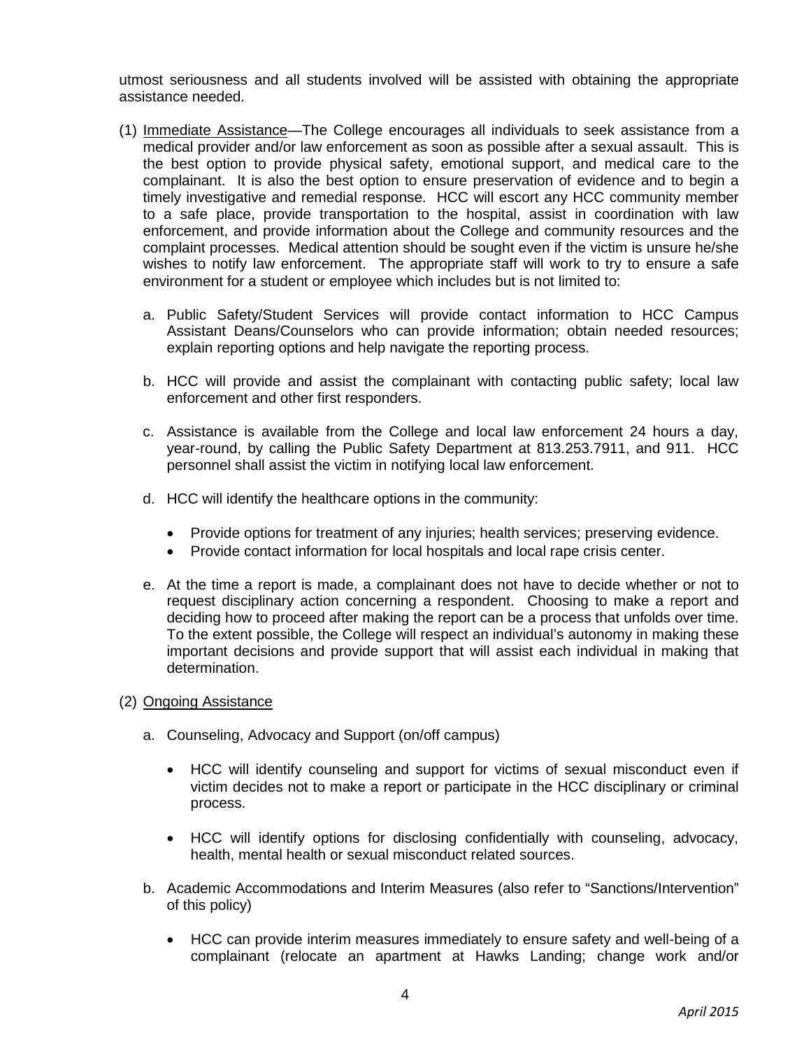utmost seriousness and all students involved will be assisted with obtaining the appropriate assistance needed.

(1) Immediate Assistance—The College encourages all individuals to seek assistance from a medical provider and/or law enforcement as soon as possible after a sexual assault. This is the best option to provide physical safety, emotional support, and medical care to the complainant. It is also the best option to ensure preservation of evidence and to begin a timely investigative and remedial response. HCC will escort any HCC community member to a safe place, provide transportation to the hospital, assist in coordination with law enforcement, and provide information about the College and community resources and the complaint processes. Medical attention should be sought even if the victim is unsure he/she wishes to notify law enforcement. The appropriate staff will work to try to ensure a safe environment for a student or employee which includes but is not limited to:

   a. Public Safety/Student Services will provide contact information to HCC Campus Assistant Deans/Counselors who can provide information; obtain needed resources; explain reporting options and help navigate the reporting process.

   b. HCC will provide and assist the complainant with contacting public safety; local law enforcement and other first responders.

   c. Assistance is available from the College and local law enforcement 24 hours a day, year-round, by calling the Public Safety Department at 813.253.7911, and 911. HCC personnel shall assist the victim in notifying local law enforcement.

   d. HCC will identify the healthcare options in the community:

      - Provide options for treatment of any injuries; health services; preserving evidence.
      - Provide contact information for local hospitals and local rape crisis center.

   e. At the time a report is made, a complainant does not have to decide whether or not to request disciplinary action concerning a respondent. Choosing to make a report and deciding how to proceed after making the report can be a process that unfolds over time. To the extent possible, the College will respect an individual's autonomy in making these important decisions and provide support that will assist each individual in making that determination.

(2) Ongoing Assistance

   a. Counseling, Advocacy and Support (on/off campus)

      - HCC will identify counseling and support for victims of sexual misconduct even if victim decides not to make a report or participate in the HCC disciplinary or criminal process.

      - HCC will identify options for disclosing confidentially with counseling, advocacy, health, mental health or sexual misconduct related sources.

   b. Academic Accommodations and Interim Measures (also refer to "Sanctions/Intervention" of this policy)

      - HCC can provide interim measures immediately to ensure safety and well-being of a complainant (relocate an apartment at Hawks Landing; change work and/or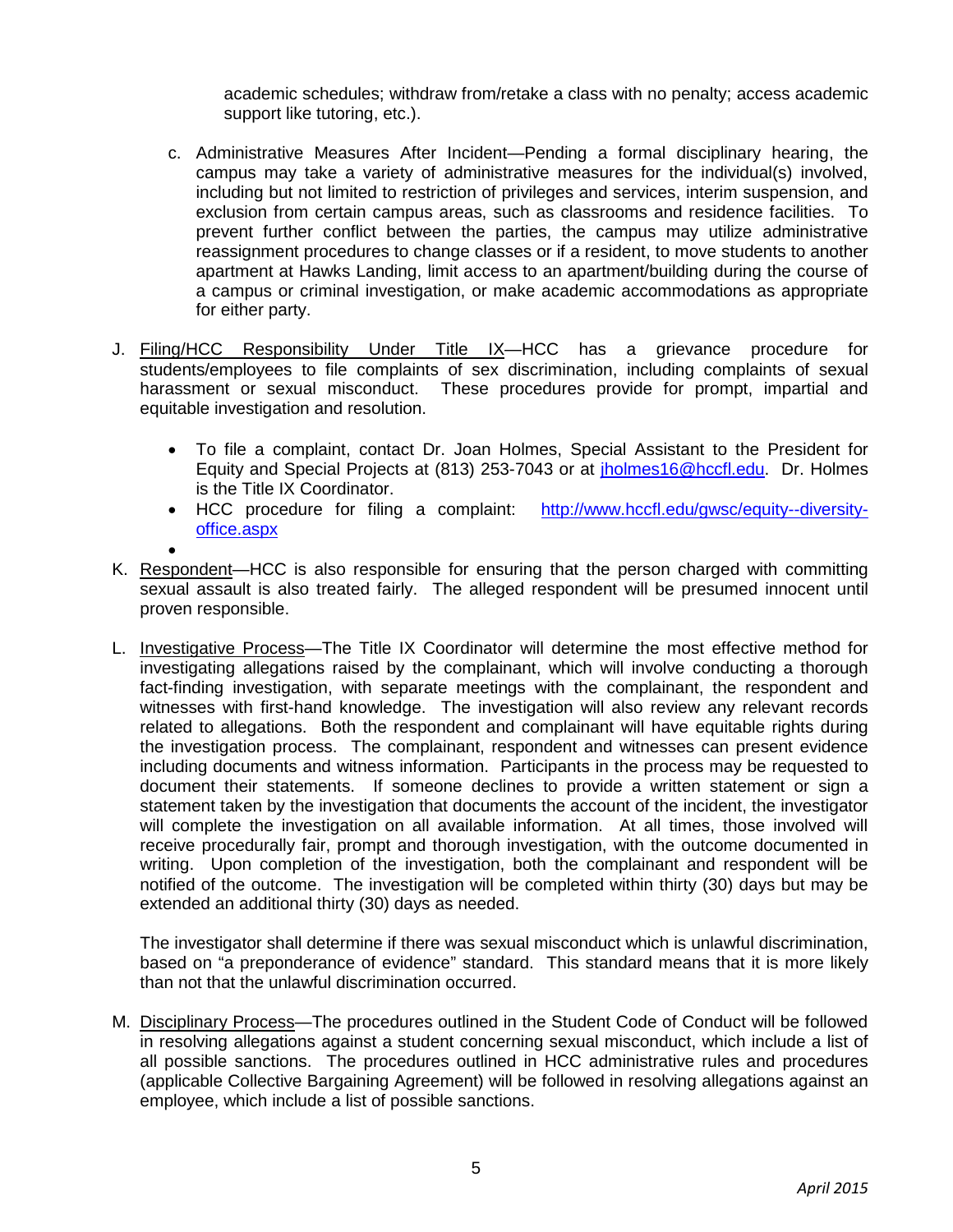academic schedules; withdraw from/retake a class with no penalty; access academic support like tutoring, etc.).

c. Administrative Measures After Incident—Pending a formal disciplinary hearing, the campus may take a variety of administrative measures for the individual(s) involved, including but not limited to restriction of privileges and services, interim suspension, and exclusion from certain campus areas, such as classrooms and residence facilities. To prevent further conflict between the parties, the campus may utilize administrative reassignment procedures to change classes or if a resident, to move students to another apartment at Hawks Landing, limit access to an apartment/building during the course of a campus or criminal investigation, or make academic accommodations as appropriate for either party.

J. Filing/HCC Responsibility Under Title IX—HCC has a grievance procedure for students/employees to file complaints of sex discrimination, including complaints of sexual harassment or sexual misconduct. These procedures provide for prompt, impartial and equitable investigation and resolution.

- To file a complaint, contact Dr. Joan Holmes, Special Assistant to the President for Equity and Special Projects at (813) 253-7043 or at jholmes16@hccfl.edu. Dr. Holmes is the Title IX Coordinator.
- HCC procedure for filing a complaint: http://www.hccfl.edu/gwsc/equity--diversity-office.aspx
-

K. Respondent—HCC is also responsible for ensuring that the person charged with committing sexual assault is also treated fairly. The alleged respondent will be presumed innocent until proven responsible.

L. Investigative Process—The Title IX Coordinator will determine the most effective method for investigating allegations raised by the complainant, which will involve conducting a thorough fact-finding investigation, with separate meetings with the complainant, the respondent and witnesses with first-hand knowledge. The investigation will also review any relevant records related to allegations. Both the respondent and complainant will have equitable rights during the investigation process. The complainant, respondent and witnesses can present evidence including documents and witness information. Participants in the process may be requested to document their statements. If someone declines to provide a written statement or sign a statement taken by the investigation that documents the account of the incident, the investigator will complete the investigation on all available information. At all times, those involved will receive procedurally fair, prompt and thorough investigation, with the outcome documented in writing. Upon completion of the investigation, both the complainant and respondent will be notified of the outcome. The investigation will be completed within thirty (30) days but may be extended an additional thirty (30) days as needed.

The investigator shall determine if there was sexual misconduct which is unlawful discrimination, based on "a preponderance of evidence" standard. This standard means that it is more likely than not that the unlawful discrimination occurred.

M. Disciplinary Process—The procedures outlined in the Student Code of Conduct will be followed in resolving allegations against a student concerning sexual misconduct, which include a list of all possible sanctions. The procedures outlined in HCC administrative rules and procedures (applicable Collective Bargaining Agreement) will be followed in resolving allegations against an employee, which include a list of possible sanctions.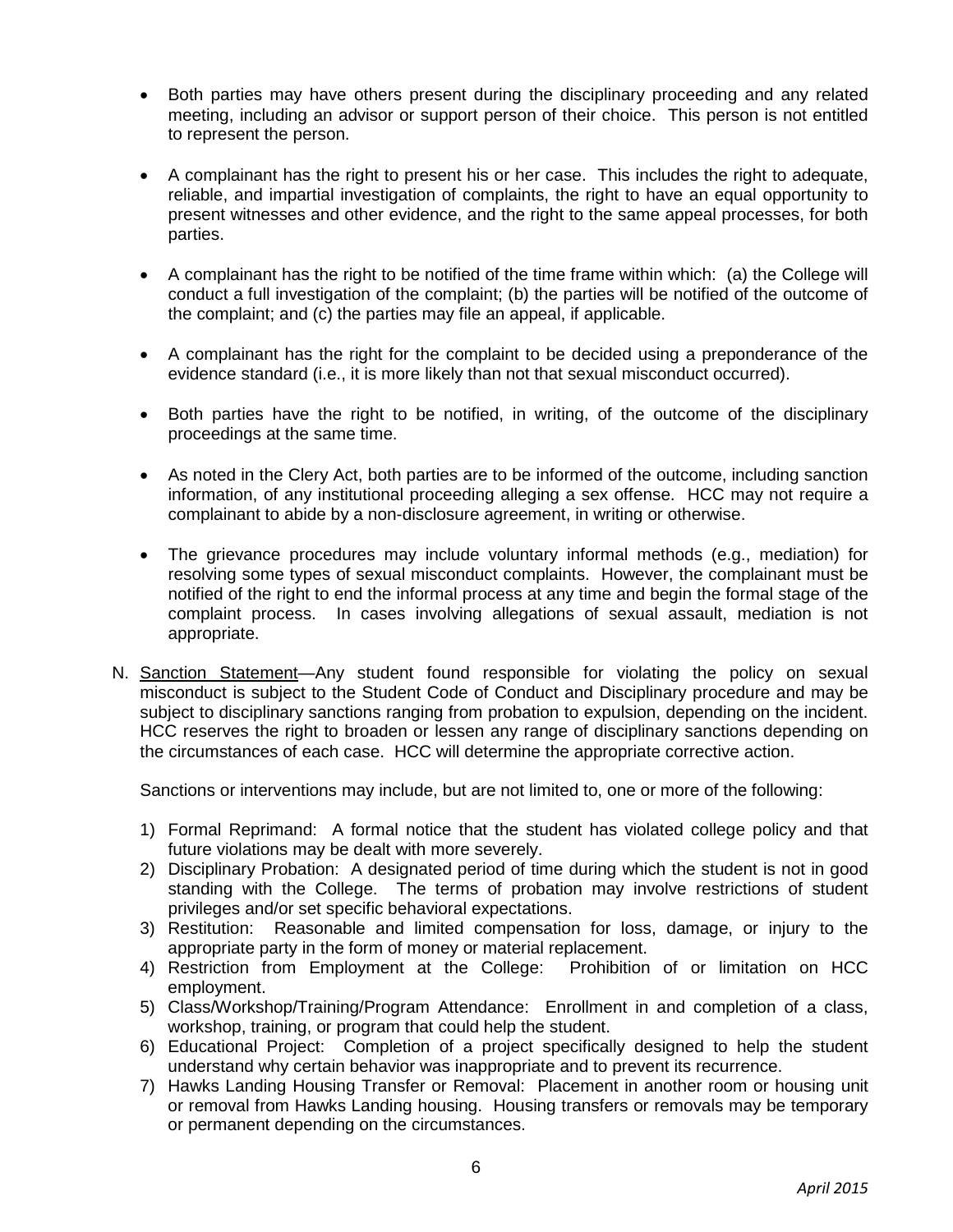- Both parties may have others present during the disciplinary proceeding and any related meeting, including an advisor or support person of their choice. This person is not entitled to represent the person.

- A complainant has the right to present his or her case. This includes the right to adequate, reliable, and impartial investigation of complaints, the right to have an equal opportunity to present witnesses and other evidence, and the right to the same appeal processes, for both parties.

- A complainant has the right to be notified of the time frame within which: (a) the College will conduct a full investigation of the complaint; (b) the parties will be notified of the outcome of the complaint; and (c) the parties may file an appeal, if applicable.

- A complainant has the right for the complaint to be decided using a preponderance of the evidence standard (i.e., it is more likely than not that sexual misconduct occurred).

- Both parties have the right to be notified, in writing, of the outcome of the disciplinary proceedings at the same time.

- As noted in the Clery Act, both parties are to be informed of the outcome, including sanction information, of any institutional proceeding alleging a sex offense. HCC may not require a complainant to abide by a non-disclosure agreement, in writing or otherwise.

- The grievance procedures may include voluntary informal methods (e.g., mediation) for resolving some types of sexual misconduct complaints. However, the complainant must be notified of the right to end the informal process at any time and begin the formal stage of the complaint process. In cases involving allegations of sexual assault, mediation is not appropriate.

N. Sanction Statement—Any student found responsible for violating the policy on sexual misconduct is subject to the Student Code of Conduct and Disciplinary procedure and may be subject to disciplinary sanctions ranging from probation to expulsion, depending on the incident. HCC reserves the right to broaden or lessen any range of disciplinary sanctions depending on the circumstances of each case. HCC will determine the appropriate corrective action.

   Sanctions or interventions may include, but are not limited to, one or more of the following:

   1) Formal Reprimand: A formal notice that the student has violated college policy and that future violations may be dealt with more severely.
   2) Disciplinary Probation: A designated period of time during which the student is not in good standing with the College. The terms of probation may involve restrictions of student privileges and/or set specific behavioral expectations.
   3) Restitution: Reasonable and limited compensation for loss, damage, or injury to the appropriate party in the form of money or material replacement.
   4) Restriction from Employment at the College: Prohibition of or limitation on HCC employment.
   5) Class/Workshop/Training/Program Attendance: Enrollment in and completion of a class, workshop, training, or program that could help the student.
   6) Educational Project: Completion of a project specifically designed to help the student understand why certain behavior was inappropriate and to prevent its recurrence.
   7) Hawks Landing Housing Transfer or Removal: Placement in another room or housing unit or removal from Hawks Landing housing. Housing transfers or removals may be temporary or permanent depending on the circumstances.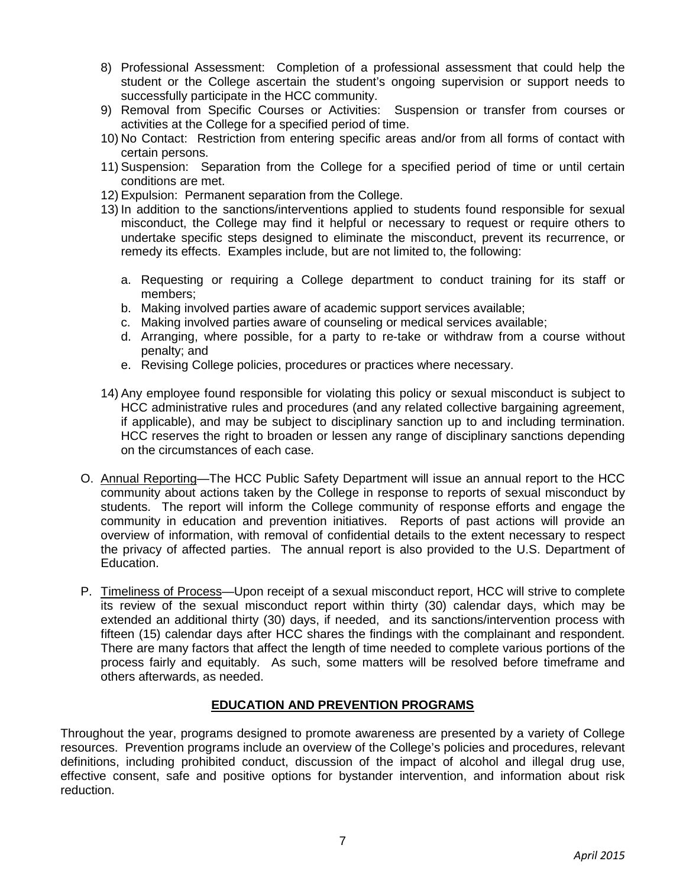8) Professional Assessment: Completion of a professional assessment that could help the student or the College ascertain the student's ongoing supervision or support needs to successfully participate in the HCC community.
9) Removal from Specific Courses or Activities: Suspension or transfer from courses or activities at the College for a specified period of time.
10) No Contact: Restriction from entering specific areas and/or from all forms of contact with certain persons.
11) Suspension: Separation from the College for a specified period of time or until certain conditions are met.
12) Expulsion: Permanent separation from the College.
13) In addition to the sanctions/interventions applied to students found responsible for sexual misconduct, the College may find it helpful or necessary to request or require others to undertake specific steps designed to eliminate the misconduct, prevent its recurrence, or remedy its effects. Examples include, but are not limited to, the following:

    a. Requesting or requiring a College department to conduct training for its staff or members;
    b. Making involved parties aware of academic support services available;
    c. Making involved parties aware of counseling or medical services available;
    d. Arranging, where possible, for a party to re-take or withdraw from a course without penalty; and
    e. Revising College policies, procedures or practices where necessary.

14) Any employee found responsible for violating this policy or sexual misconduct is subject to HCC administrative rules and procedures (and any related collective bargaining agreement, if applicable), and may be subject to disciplinary sanction up to and including termination. HCC reserves the right to broaden or lessen any range of disciplinary sanctions depending on the circumstances of each case.

O. Annual Reporting—The HCC Public Safety Department will issue an annual report to the HCC community about actions taken by the College in response to reports of sexual misconduct by students. The report will inform the College community of response efforts and engage the community in education and prevention initiatives. Reports of past actions will provide an overview of information, with removal of confidential details to the extent necessary to respect the privacy of affected parties. The annual report is also provided to the U.S. Department of Education.

P. Timeliness of Process—Upon receipt of a sexual misconduct report, HCC will strive to complete its review of the sexual misconduct report within thirty (30) calendar days, which may be extended an additional thirty (30) days, if needed, and its sanctions/intervention process with fifteen (15) calendar days after HCC shares the findings with the complainant and respondent. There are many factors that affect the length of time needed to complete various portions of the process fairly and equitably. As such, some matters will be resolved before timeframe and others afterwards, as needed.

## EDUCATION AND PREVENTION PROGRAMS

Throughout the year, programs designed to promote awareness are presented by a variety of College resources. Prevention programs include an overview of the College's policies and procedures, relevant definitions, including prohibited conduct, discussion of the impact of alcohol and illegal drug use, effective consent, safe and positive options for bystander intervention, and information about risk reduction.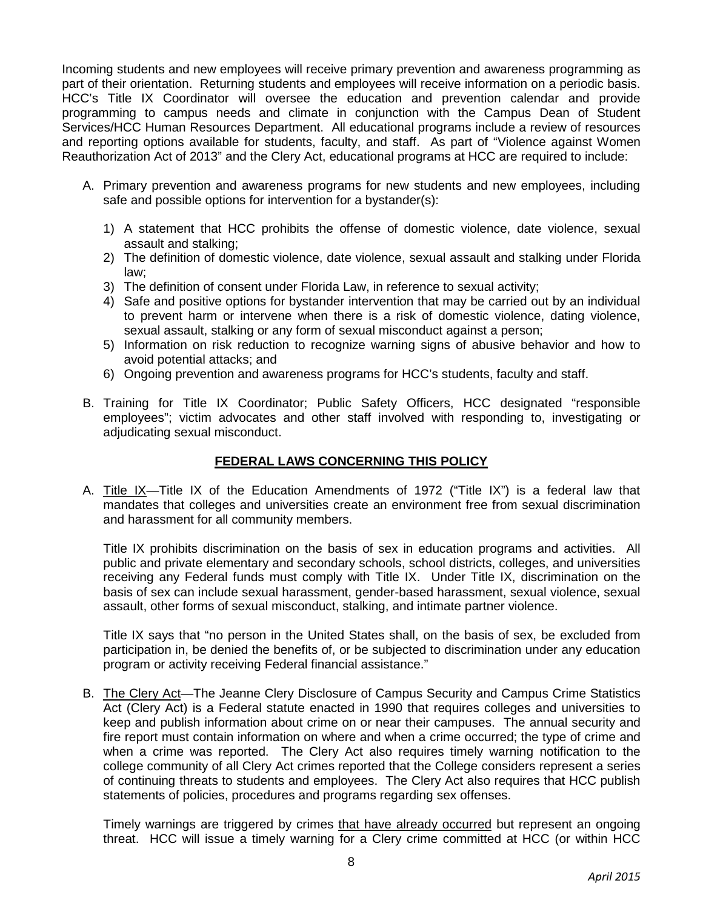Incoming students and new employees will receive primary prevention and awareness programming as part of their orientation. Returning students and employees will receive information on a periodic basis. HCC's Title IX Coordinator will oversee the education and prevention calendar and provide programming to campus needs and climate in conjunction with the Campus Dean of Student Services/HCC Human Resources Department. All educational programs include a review of resources and reporting options available for students, faculty, and staff. As part of "Violence against Women Reauthorization Act of 2013" and the Clery Act, educational programs at HCC are required to include:

A. Primary prevention and awareness programs for new students and new employees, including safe and possible options for intervention for a bystander(s):

    1) A statement that HCC prohibits the offense of domestic violence, date violence, sexual assault and stalking;
    2) The definition of domestic violence, date violence, sexual assault and stalking under Florida law;
    3) The definition of consent under Florida Law, in reference to sexual activity;
    4) Safe and positive options for bystander intervention that may be carried out by an individual to prevent harm or intervene when there is a risk of domestic violence, dating violence, sexual assault, stalking or any form of sexual misconduct against a person;
    5) Information on risk reduction to recognize warning signs of abusive behavior and how to avoid potential attacks; and
    6) Ongoing prevention and awareness programs for HCC's students, faculty and staff.

B. Training for Title IX Coordinator; Public Safety Officers, HCC designated "responsible employees"; victim advocates and other staff involved with responding to, investigating or adjudicating sexual misconduct.

## FEDERAL LAWS CONCERNING THIS POLICY

A. <u>Title IX</u>—Title IX of the Education Amendments of 1972 ("Title IX") is a federal law that mandates that colleges and universities create an environment free from sexual discrimination and harassment for all community members.

    Title IX prohibits discrimination on the basis of sex in education programs and activities. All public and private elementary and secondary schools, school districts, colleges, and universities receiving any Federal funds must comply with Title IX. Under Title IX, discrimination on the basis of sex can include sexual harassment, gender-based harassment, sexual violence, sexual assault, other forms of sexual misconduct, stalking, and intimate partner violence.

    Title IX says that "no person in the United States shall, on the basis of sex, be excluded from participation in, be denied the benefits of, or be subjected to discrimination under any education program or activity receiving Federal financial assistance."

B. <u>The Clery Act</u>—The Jeanne Clery Disclosure of Campus Security and Campus Crime Statistics Act (Clery Act) is a Federal statute enacted in 1990 that requires colleges and universities to keep and publish information about crime on or near their campuses. The annual security and fire report must contain information on where and when a crime occurred; the type of crime and when a crime was reported. The Clery Act also requires timely warning notification to the college community of all Clery Act crimes reported that the College considers represent a series of continuing threats to students and employees. The Clery Act also requires that HCC publish statements of policies, procedures and programs regarding sex offenses.

    Timely warnings are triggered by crimes <u>that have already occurred</u> but represent an ongoing threat. HCC will issue a timely warning for a Clery crime committed at HCC (or within HCC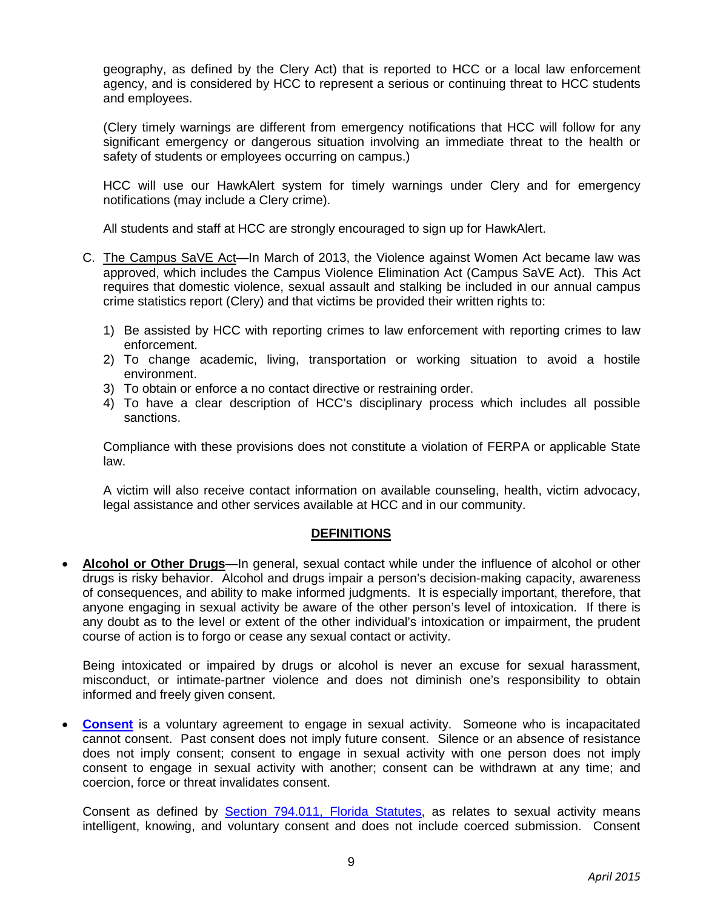geography, as defined by the Clery Act) that is reported to HCC or a local law enforcement agency, and is considered by HCC to represent a serious or continuing threat to HCC students and employees.

(Clery timely warnings are different from emergency notifications that HCC will follow for any significant emergency or dangerous situation involving an immediate threat to the health or safety of students or employees occurring on campus.)

HCC will use our HawkAlert system for timely warnings under Clery and for emergency notifications (may include a Clery crime).

All students and staff at HCC are strongly encouraged to sign up for HawkAlert.

C. The Campus SaVE Act—In March of 2013, the Violence against Women Act became law was approved, which includes the Campus Violence Elimination Act (Campus SaVE Act). This Act requires that domestic violence, sexual assault and stalking be included in our annual campus crime statistics report (Clery) and that victims be provided their written rights to:

   1) Be assisted by HCC with reporting crimes to law enforcement with reporting crimes to law enforcement.
   2) To change academic, living, transportation or working situation to avoid a hostile environment.
   3) To obtain or enforce a no contact directive or restraining order.
   4) To have a clear description of HCC's disciplinary process which includes all possible sanctions.

   Compliance with these provisions does not constitute a violation of FERPA or applicable State law.

   A victim will also receive contact information on available counseling, health, victim advocacy, legal assistance and other services available at HCC and in our community.

## DEFINITIONS

- **Alcohol or Other Drugs**—In general, sexual contact while under the influence of alcohol or other drugs is risky behavior. Alcohol and drugs impair a person's decision-making capacity, awareness of consequences, and ability to make informed judgments. It is especially important, therefore, that anyone engaging in sexual activity be aware of the other person's level of intoxication. If there is any doubt as to the level or extent of the other individual's intoxication or impairment, the prudent course of action is to forgo or cease any sexual contact or activity.

  Being intoxicated or impaired by drugs or alcohol is never an excuse for sexual harassment, misconduct, or intimate-partner violence and does not diminish one's responsibility to obtain informed and freely given consent.

- **Consent** is a voluntary agreement to engage in sexual activity. Someone who is incapacitated cannot consent. Past consent does not imply future consent. Silence or an absence of resistance does not imply consent; consent to engage in sexual activity with one person does not imply consent to engage in sexual activity with another; consent can be withdrawn at any time; and coercion, force or threat invalidates consent.

  Consent as defined by Section 794.011, Florida Statutes, as relates to sexual activity means intelligent, knowing, and voluntary consent and does not include coerced submission. Consent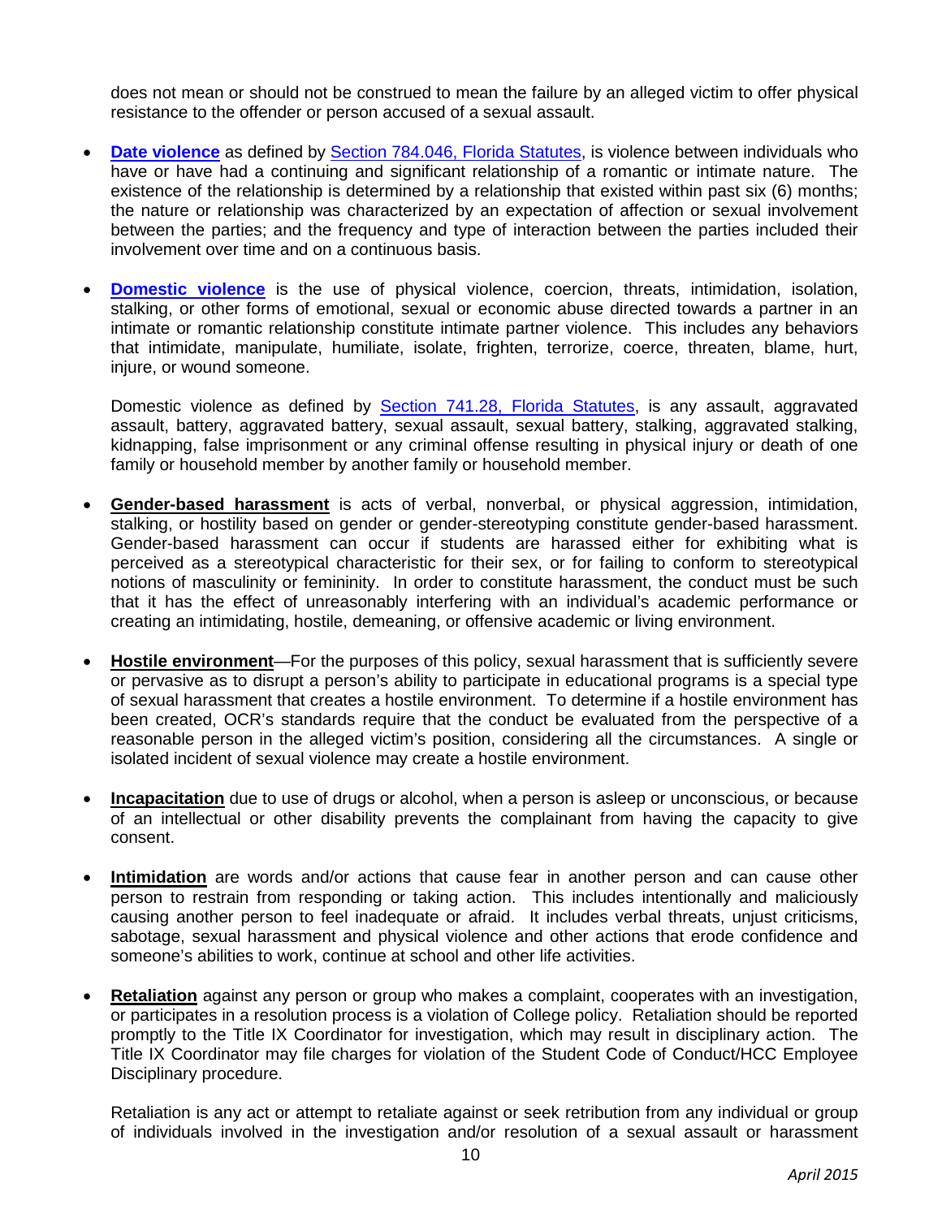does not mean or should not be construed to mean the failure by an alleged victim to offer physical resistance to the offender or person accused of a sexual assault.

- **Date violence** as defined by Section 784.046, Florida Statutes, is violence between individuals who have or have had a continuing and significant relationship of a romantic or intimate nature. The existence of the relationship is determined by a relationship that existed within past six (6) months; the nature or relationship was characterized by an expectation of affection or sexual involvement between the parties; and the frequency and type of interaction between the parties included their involvement over time and on a continuous basis.

- **Domestic violence** is the use of physical violence, coercion, threats, intimidation, isolation, stalking, or other forms of emotional, sexual or economic abuse directed towards a partner in an intimate or romantic relationship constitute intimate partner violence. This includes any behaviors that intimidate, manipulate, humiliate, isolate, frighten, terrorize, coerce, threaten, blame, hurt, injure, or wound someone.

  Domestic violence as defined by Section 741.28, Florida Statutes, is any assault, aggravated assault, battery, aggravated battery, sexual assault, sexual battery, stalking, aggravated stalking, kidnapping, false imprisonment or any criminal offense resulting in physical injury or death of one family or household member by another family or household member.

- **Gender-based harassment** is acts of verbal, nonverbal, or physical aggression, intimidation, stalking, or hostility based on gender or gender-stereotyping constitute gender-based harassment. Gender-based harassment can occur if students are harassed either for exhibiting what is perceived as a stereotypical characteristic for their sex, or for failing to conform to stereotypical notions of masculinity or femininity. In order to constitute harassment, the conduct must be such that it has the effect of unreasonably interfering with an individual's academic performance or creating an intimidating, hostile, demeaning, or offensive academic or living environment.

- **Hostile environment**—For the purposes of this policy, sexual harassment that is sufficiently severe or pervasive as to disrupt a person's ability to participate in educational programs is a special type of sexual harassment that creates a hostile environment. To determine if a hostile environment has been created, OCR's standards require that the conduct be evaluated from the perspective of a reasonable person in the alleged victim's position, considering all the circumstances. A single or isolated incident of sexual violence may create a hostile environment.

- **Incapacitation** due to use of drugs or alcohol, when a person is asleep or unconscious, or because of an intellectual or other disability prevents the complainant from having the capacity to give consent.

- **Intimidation** are words and/or actions that cause fear in another person and can cause other person to restrain from responding or taking action. This includes intentionally and maliciously causing another person to feel inadequate or afraid. It includes verbal threats, unjust criticisms, sabotage, sexual harassment and physical violence and other actions that erode confidence and someone's abilities to work, continue at school and other life activities.

- **Retaliation** against any person or group who makes a complaint, cooperates with an investigation, or participates in a resolution process is a violation of College policy. Retaliation should be reported promptly to the Title IX Coordinator for investigation, which may result in disciplinary action. The Title IX Coordinator may file charges for violation of the Student Code of Conduct/HCC Employee Disciplinary procedure.

  Retaliation is any act or attempt to retaliate against or seek retribution from any individual or group of individuals involved in the investigation and/or resolution of a sexual assault or harassment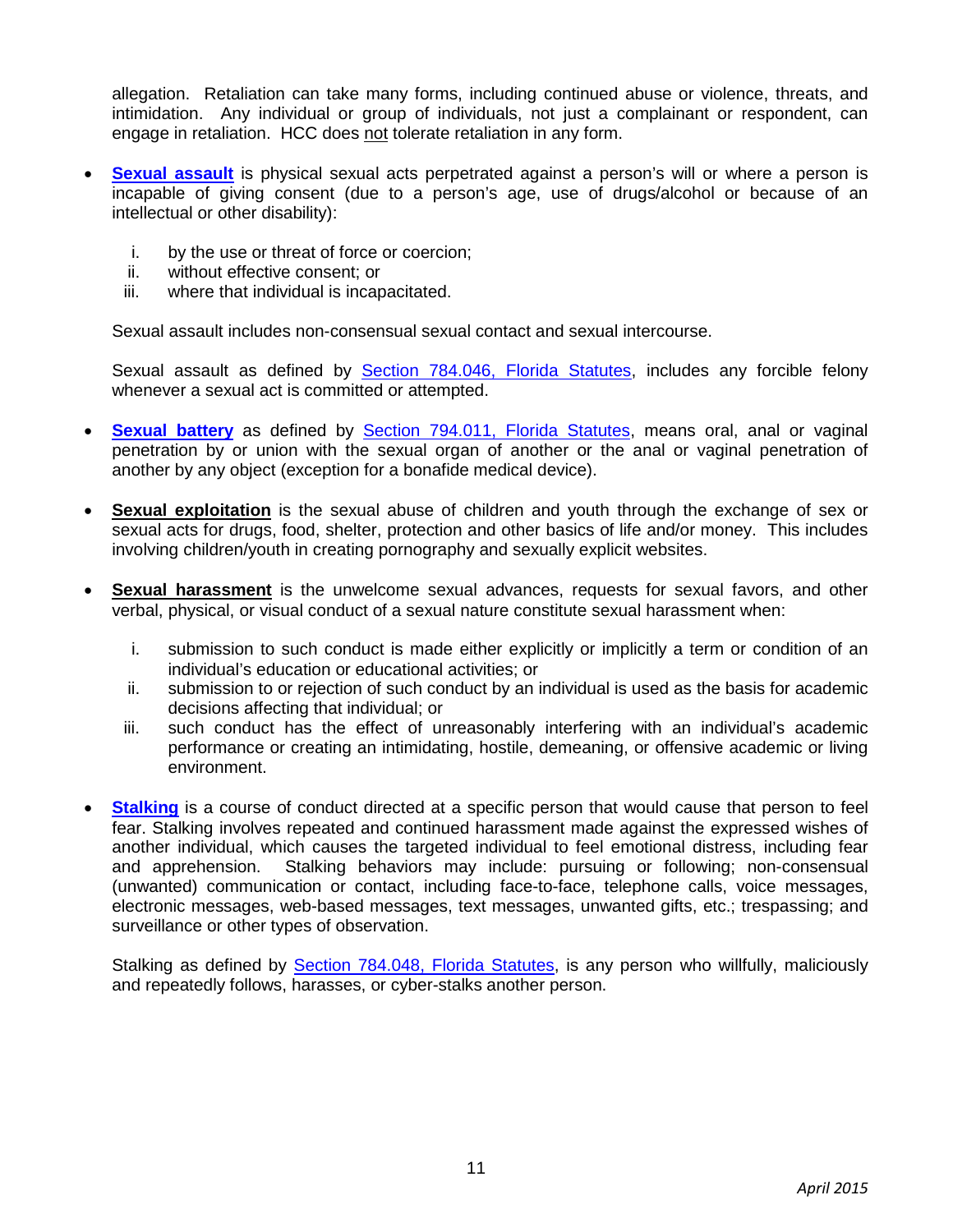allegation. Retaliation can take many forms, including continued abuse or violence, threats, and intimidation. Any individual or group of individuals, not just a complainant or respondent, can engage in retaliation. HCC does not tolerate retaliation in any form.

- **Sexual assault** is physical sexual acts perpetrated against a person's will or where a person is incapable of giving consent (due to a person's age, use of drugs/alcohol or because of an intellectual or other disability):

    i. by the use or threat of force or coercion;
    ii. without effective consent; or
    iii. where that individual is incapacitated.

    Sexual assault includes non-consensual sexual contact and sexual intercourse.

    Sexual assault as defined by Section 784.046, Florida Statutes, includes any forcible felony whenever a sexual act is committed or attempted.

- **Sexual battery** as defined by Section 794.011, Florida Statutes, means oral, anal or vaginal penetration by or union with the sexual organ of another or the anal or vaginal penetration of another by any object (exception for a bonafide medical device).

- **Sexual exploitation** is the sexual abuse of children and youth through the exchange of sex or sexual acts for drugs, food, shelter, protection and other basics of life and/or money. This includes involving children/youth in creating pornography and sexually explicit websites.

- **Sexual harassment** is the unwelcome sexual advances, requests for sexual favors, and other verbal, physical, or visual conduct of a sexual nature constitute sexual harassment when:

    i. submission to such conduct is made either explicitly or implicitly a term or condition of an individual's education or educational activities; or
    ii. submission to or rejection of such conduct by an individual is used as the basis for academic decisions affecting that individual; or
    iii. such conduct has the effect of unreasonably interfering with an individual's academic performance or creating an intimidating, hostile, demeaning, or offensive academic or living environment.

- **Stalking** is a course of conduct directed at a specific person that would cause that person to feel fear. Stalking involves repeated and continued harassment made against the expressed wishes of another individual, which causes the targeted individual to feel emotional distress, including fear and apprehension. Stalking behaviors may include: pursuing or following; non-consensual (unwanted) communication or contact, including face-to-face, telephone calls, voice messages, electronic messages, web-based messages, text messages, unwanted gifts, etc.; trespassing; and surveillance or other types of observation.

    Stalking as defined by Section 784.048, Florida Statutes, is any person who willfully, maliciously and repeatedly follows, harasses, or cyber-stalks another person.